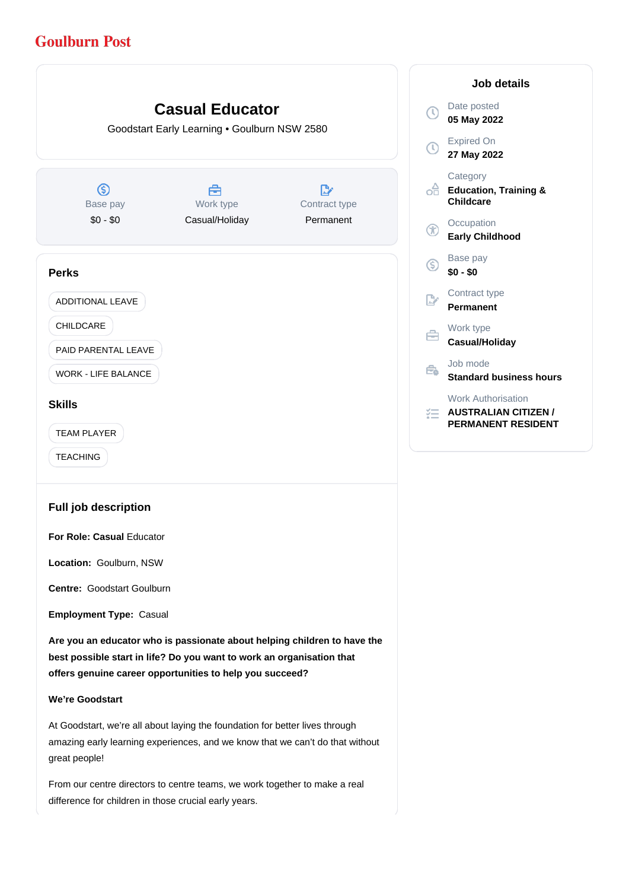Goulburn Post

# Casual Educator

Goodstart Early Learning • Goulburn NSW 2580

| Base pay | Work type | Contract type |
|---|---|---|
| $0 - $0 | Casual/Holiday | Permanent |

## Perks

- ADDITIONAL LEAVE
- CHILDCARE
- PAID PARENTAL LEAVE
- WORK - LIFE BALANCE

## Skills

- TEAM PLAYER
- TEACHING

## Full job description

**For Role: Casual** Educator

**Location:** Goulburn, NSW

**Centre:** Goodstart Goulburn

**Employment Type:** Casual

**Are you an educator who is passionate about helping children to have the best possible start in life? Do you want to work an organisation that offers genuine career opportunities to help you succeed?**

**We're Goodstart**

At Goodstart, we're all about laying the foundation for better lives through amazing early learning experiences, and we know that we can't do that without great people!

From our centre directors to centre teams, we work together to make a real difference for children in those crucial early years.

## Job details

Date posted
**05 May 2022**

Expired On
**27 May 2022**

Category
**Education, Training & Childcare**

Occupation
**Early Childhood**

Base pay
**$0 - $0**

Contract type
**Permanent**

Work type
**Casual/Holiday**

Job mode
**Standard business hours**

Work Authorisation
**AUSTRALIAN CITIZEN / PERMANENT RESIDENT**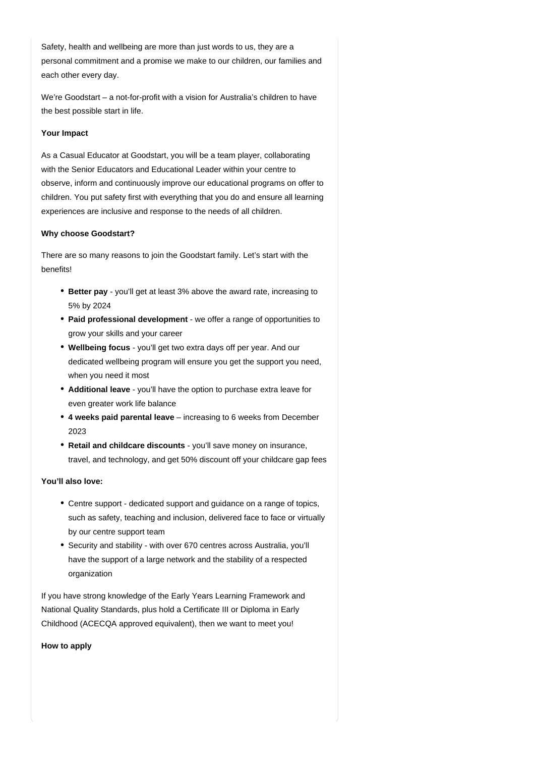Safety, health and wellbeing are more than just words to us, they are a personal commitment and a promise we make to our children, our families and each other every day.

We're Goodstart – a not-for-profit with a vision for Australia's children to have the best possible start in life.

**Your Impact**

As a Casual Educator at Goodstart, you will be a team player, collaborating with the Senior Educators and Educational Leader within your centre to observe, inform and continuously improve our educational programs on offer to children. You put safety first with everything that you do and ensure all learning experiences are inclusive and response to the needs of all children.

**Why choose Goodstart?**

There are so many reasons to join the Goodstart family. Let's start with the benefits!

- **Better pay** - you'll get at least 3% above the award rate, increasing to 5% by 2024
- **Paid professional development** - we offer a range of opportunities to grow your skills and your career
- **Wellbeing focus** - you'll get two extra days off per year. And our dedicated wellbeing program will ensure you get the support you need, when you need it most
- **Additional leave** - you'll have the option to purchase extra leave for even greater work life balance
- **4 weeks paid parental leave** – increasing to 6 weeks from December 2023
- **Retail and childcare discounts** - you'll save money on insurance, travel, and technology, and get 50% discount off your childcare gap fees

**You'll also love:**

- Centre support - dedicated support and guidance on a range of topics, such as safety, teaching and inclusion, delivered face to face or virtually by our centre support team
- Security and stability - with over 670 centres across Australia, you'll have the support of a large network and the stability of a respected organization

If you have strong knowledge of the Early Years Learning Framework and National Quality Standards, plus hold a Certificate III or Diploma in Early Childhood (ACECQA approved equivalent), then we want to meet you!

**How to apply**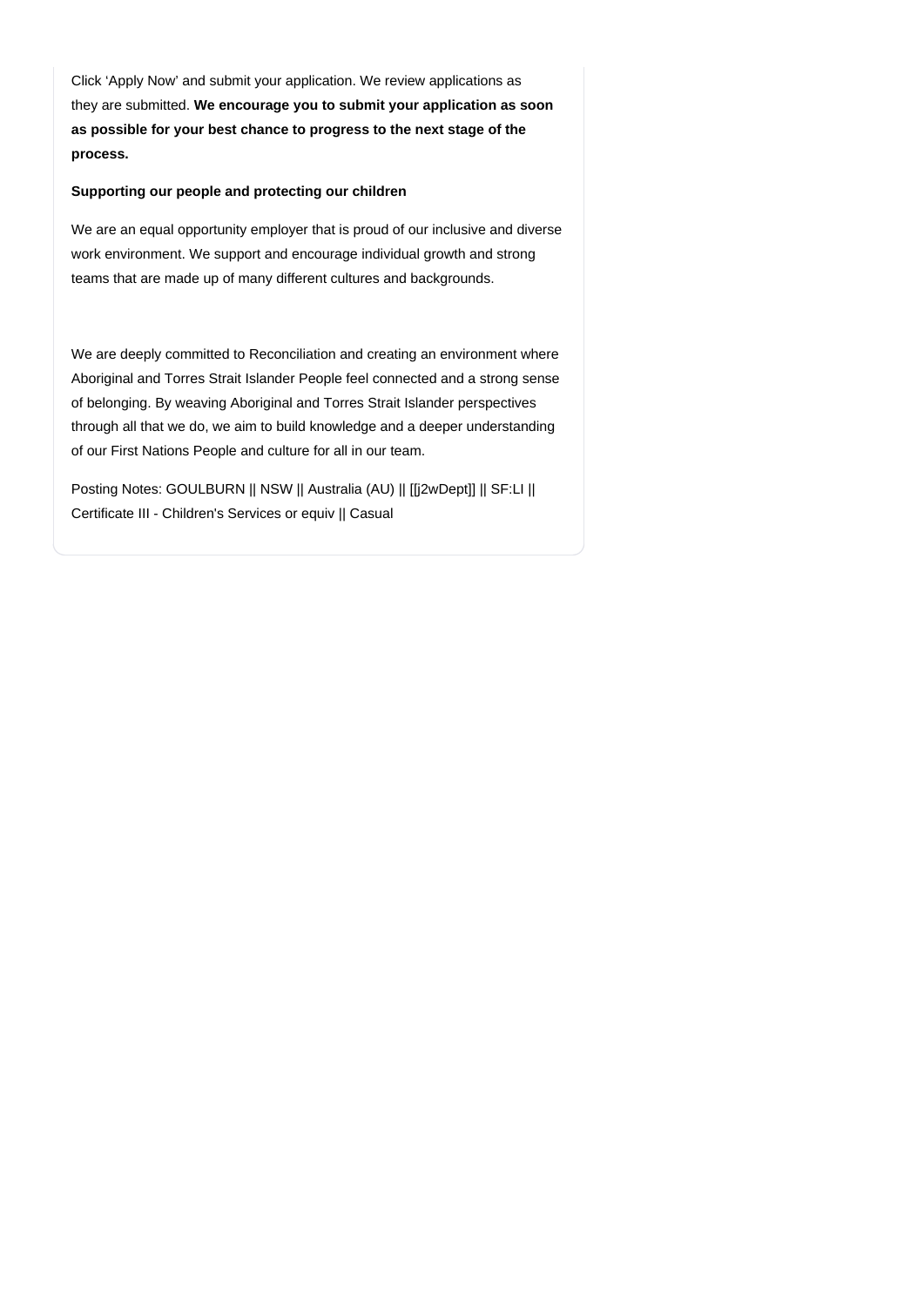Click 'Apply Now' and submit your application. We review applications as they are submitted. **We encourage you to submit your application as soon as possible for your best chance to progress to the next stage of the process.**

**Supporting our people and protecting our children**

We are an equal opportunity employer that is proud of our inclusive and diverse work environment. We support and encourage individual growth and strong teams that are made up of many different cultures and backgrounds.

We are deeply committed to Reconciliation and creating an environment where Aboriginal and Torres Strait Islander People feel connected and a strong sense of belonging. By weaving Aboriginal and Torres Strait Islander perspectives through all that we do, we aim to build knowledge and a deeper understanding of our First Nations People and culture for all in our team.

Posting Notes: GOULBURN || NSW || Australia (AU) || [[j2wDept]] || SF:LI || Certificate III - Children's Services or equiv || Casual